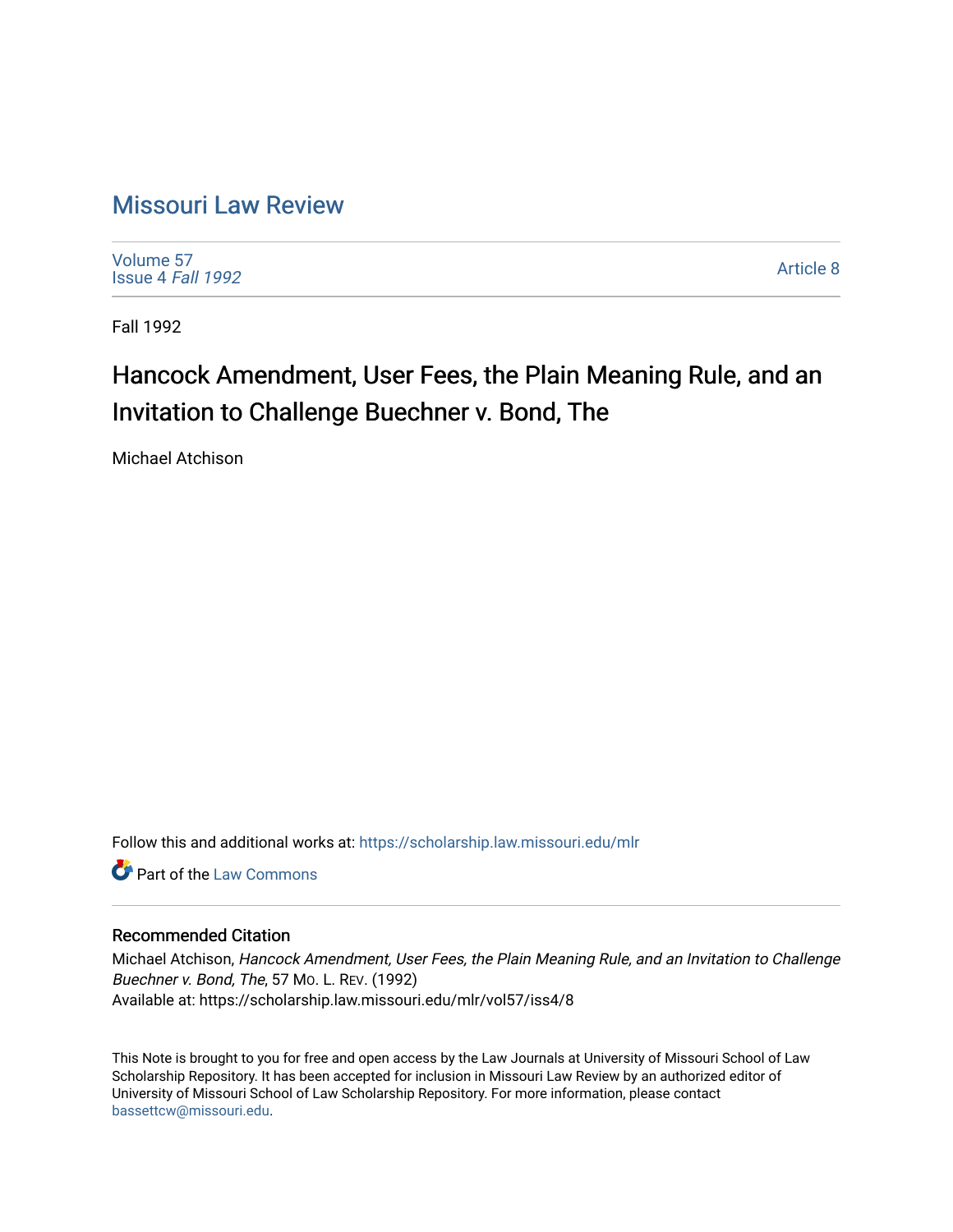# Missouri Law Review

Volume 57
Issue 4 *Fall 1992*

Article 8

Fall 1992

## Hancock Amendment, User Fees, the Plain Meaning Rule, and an Invitation to Challenge Buechner v. Bond, The

Michael Atchison

Follow this and additional works at: https://scholarship.law.missouri.edu/mlr

Part of the Law Commons

### Recommended Citation

Michael Atchison, *Hancock Amendment, User Fees, the Plain Meaning Rule, and an Invitation to Challenge Buechner v. Bond, The*, 57 Mo. L. Rev. (1992)
Available at: https://scholarship.law.missouri.edu/mlr/vol57/iss4/8

This Note is brought to you for free and open access by the Law Journals at University of Missouri School of Law Scholarship Repository. It has been accepted for inclusion in Missouri Law Review by an authorized editor of University of Missouri School of Law Scholarship Repository. For more information, please contact bassettcw@missouri.edu.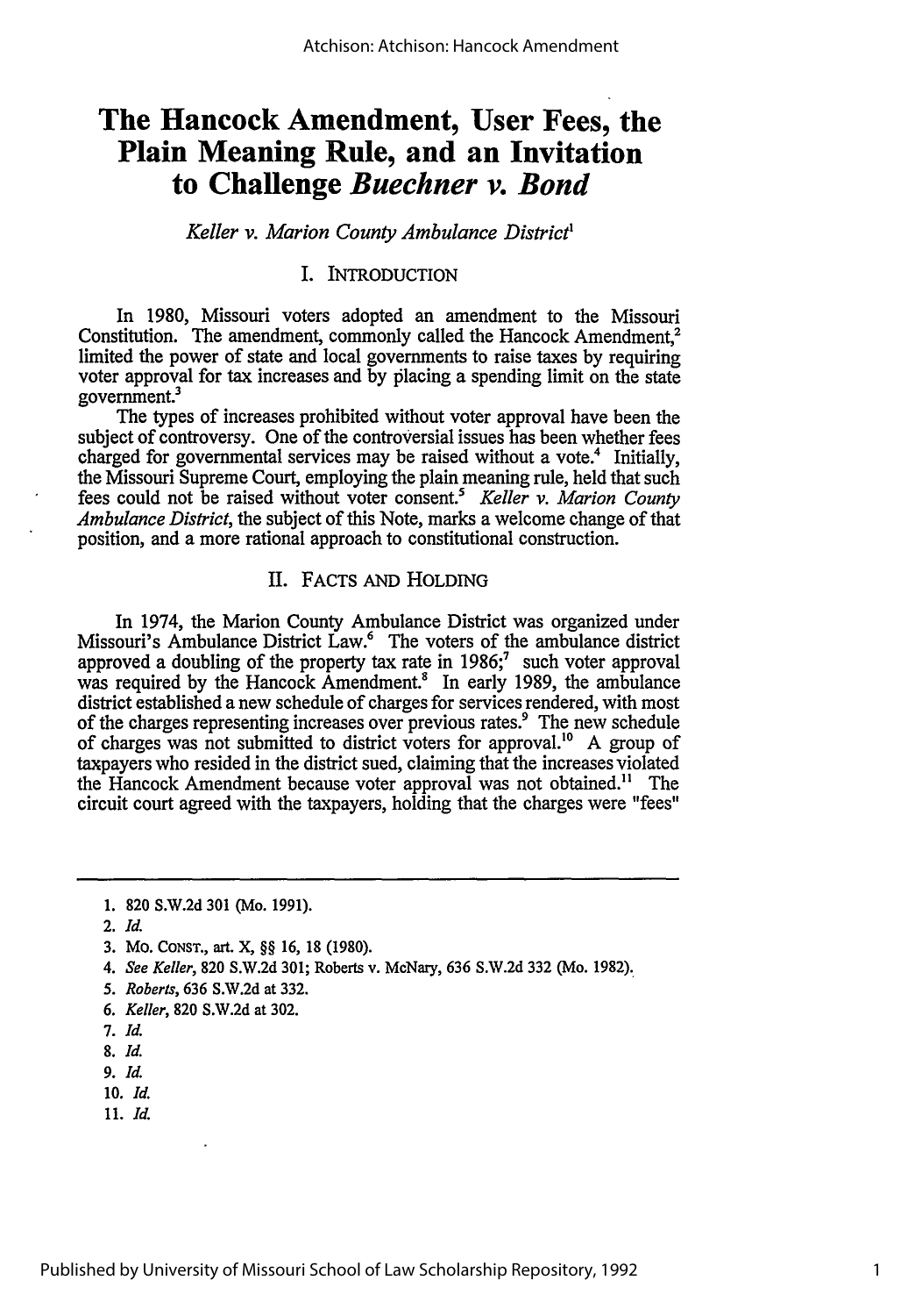# The Hancock Amendment, User Fees, the Plain Meaning Rule, and an Invitation to Challenge *Buechner v. Bond*

*Keller v. Marion County Ambulance District*[1]

## I. INTRODUCTION

In 1980, Missouri voters adopted an amendment to the Missouri Constitution. The amendment, commonly called the Hancock Amendment,[2] limited the power of state and local governments to raise taxes by requiring voter approval for tax increases and by placing a spending limit on the state government.[3]

The types of increases prohibited without voter approval have been the subject of controversy. One of the controversial issues has been whether fees charged for governmental services may be raised without a vote.[4] Initially, the Missouri Supreme Court, employing the plain meaning rule, held that such fees could not be raised without voter consent.[5] *Keller v. Marion County Ambulance District*, the subject of this Note, marks a welcome change of that position, and a more rational approach to constitutional construction.

## II. FACTS AND HOLDING

In 1974, the Marion County Ambulance District was organized under Missouri's Ambulance District Law.[6] The voters of the ambulance district approved a doubling of the property tax rate in 1986;[7] such voter approval was required by the Hancock Amendment.[8] In early 1989, the ambulance district established a new schedule of charges for services rendered, with most of the charges representing increases over previous rates.[9] The new schedule of charges was not submitted to district voters for approval.[10] A group of taxpayers who resided in the district sued, claiming that the increases violated the Hancock Amendment because voter approval was not obtained.[11] The circuit court agreed with the taxpayers, holding that the charges were "fees"

---

1. 820 S.W.2d 301 (Mo. 1991).
2. *Id.*
3. MO. CONST., art. X, §§ 16, 18 (1980).
4. *See Keller*, 820 S.W.2d 301; Roberts v. McNary, 636 S.W.2d 332 (Mo. 1982).
5. *Roberts*, 636 S.W.2d at 332.
6. *Keller*, 820 S.W.2d at 302.
7. *Id.*
8. *Id.*
9. *Id.*
10. *Id.*
11. *Id.*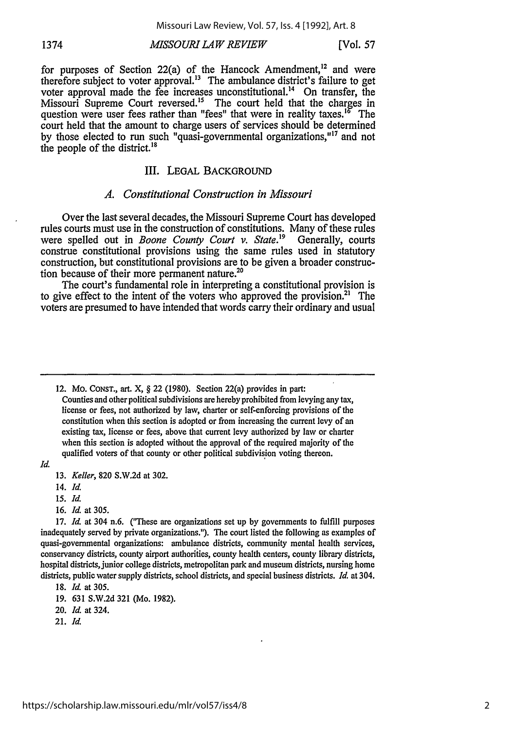for purposes of Section 22(a) of the Hancock Amendment,[12] and were therefore subject to voter approval.[13] The ambulance district's failure to get voter approval made the fee increases unconstitutional.[14] On transfer, the Missouri Supreme Court reversed.[15] The court held that the charges in question were user fees rather than "fees" that were in reality taxes.[16] The court held that the amount to charge users of services should be determined by those elected to run such "quasi-governmental organizations,"[17] and not the people of the district.[18]

## III. LEGAL BACKGROUND

### *A. Constitutional Construction in Missouri*

Over the last several decades, the Missouri Supreme Court has developed rules courts must use in the construction of constitutions. Many of these rules were spelled out in *Boone County Court v. State*.[19] Generally, courts construe constitutional provisions using the same rules used in statutory construction, but constitutional provisions are to be given a broader construction because of their more permanent nature.[20]

The court's fundamental role in interpreting a constitutional provision is to give effect to the intent of the voters who approved the provision.[21] The voters are presumed to have intended that words carry their ordinary and usual

---

12. MO. CONST., art. X, § 22 (1980). Section 22(a) provides in part:

> Counties and other political subdivisions are hereby prohibited from levying any tax, license or fees, not authorized by law, charter or self-enforcing provisions of the constitution when this section is adopted or from increasing the current levy of an existing tax, license or fees, above that current levy authorized by law or charter when this section is adopted without the approval of the required majority of the qualified voters of that county or other political subdivision voting thereon.

*Id.*

13. *Keller*, 820 S.W.2d at 302.

14. *Id.*

15. *Id.*

16. *Id.* at 305.

17. *Id.* at 304 n.6. ("These are organizations set up by governments to fulfill purposes inadequately served by private organizations."). The court listed the following as examples of quasi-governmental organizations: ambulance districts, community mental health services, conservancy districts, county airport authorities, county health centers, county library districts, hospital districts, junior college districts, metropolitan park and museum districts, nursing home districts, public water supply districts, school districts, and special business districts. *Id.* at 304.

18. *Id.* at 305.

19. 631 S.W.2d 321 (Mo. 1982).

20. *Id.* at 324.

21. *Id.*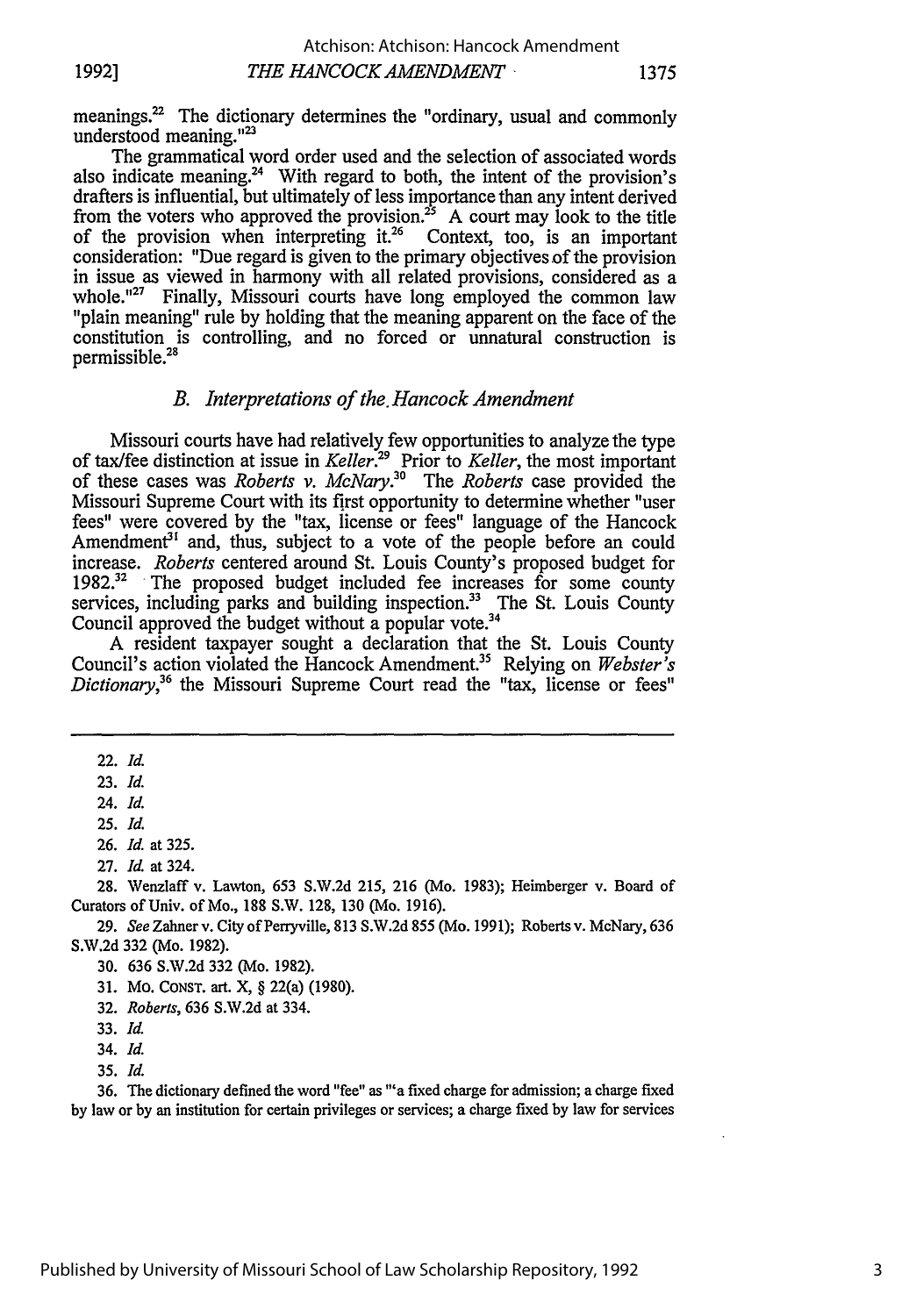meanings.[22] The dictionary determines the "ordinary, usual and commonly understood meaning."[23]

The grammatical word order used and the selection of associated words also indicate meaning.[24] With regard to both, the intent of the provision's drafters is influential, but ultimately of less importance than any intent derived from the voters who approved the provision.[25] A court may look to the title of the provision when interpreting it.[26] Context, too, is an important consideration: "Due regard is given to the primary objectives of the provision in issue as viewed in harmony with all related provisions, considered as a whole."[27] Finally, Missouri courts have long employed the common law "plain meaning" rule by holding that the meaning apparent on the face of the constitution is controlling, and no forced or unnatural construction is permissible.[28]

### *B. Interpretations of the Hancock Amendment*

Missouri courts have had relatively few opportunities to analyze the type of tax/fee distinction at issue in *Keller*.[29] Prior to *Keller*, the most important of these cases was *Roberts v. McNary*.[30] The *Roberts* case provided the Missouri Supreme Court with its first opportunity to determine whether "user fees" were covered by the "tax, license or fees" language of the Hancock Amendment[31] and, thus, subject to a vote of the people before an could increase. *Roberts* centered around St. Louis County's proposed budget for 1982.[32] The proposed budget included fee increases for some county services, including parks and building inspection.[33] The St. Louis County Council approved the budget without a popular vote.[34]

A resident taxpayer sought a declaration that the St. Louis County Council's action violated the Hancock Amendment.[35] Relying on *Webster's Dictionary*,[36] the Missouri Supreme Court read the "tax, license or fees"

---

22. *Id.*

23. *Id.*

24. *Id.*

25. *Id.*

26. *Id.* at 325.

27. *Id.* at 324.

28. Wenzlaff v. Lawton, 653 S.W.2d 215, 216 (Mo. 1983); Heimberger v. Board of Curators of Univ. of Mo., 188 S.W. 128, 130 (Mo. 1916).

29. *See* Zahner v. City of Perryville, 813 S.W.2d 855 (Mo. 1991); Roberts v. McNary, 636 S.W.2d 332 (Mo. 1982).

30. 636 S.W.2d 332 (Mo. 1982).

31. MO. CONST. art. X, § 22(a) (1980).

32. *Roberts*, 636 S.W.2d at 334.

33. *Id.*

34. *Id.*

35. *Id.*

36. The dictionary defined the word "fee" as "'a fixed charge for admission; a charge fixed by law or by an institution for certain privileges or services; a charge fixed by law for services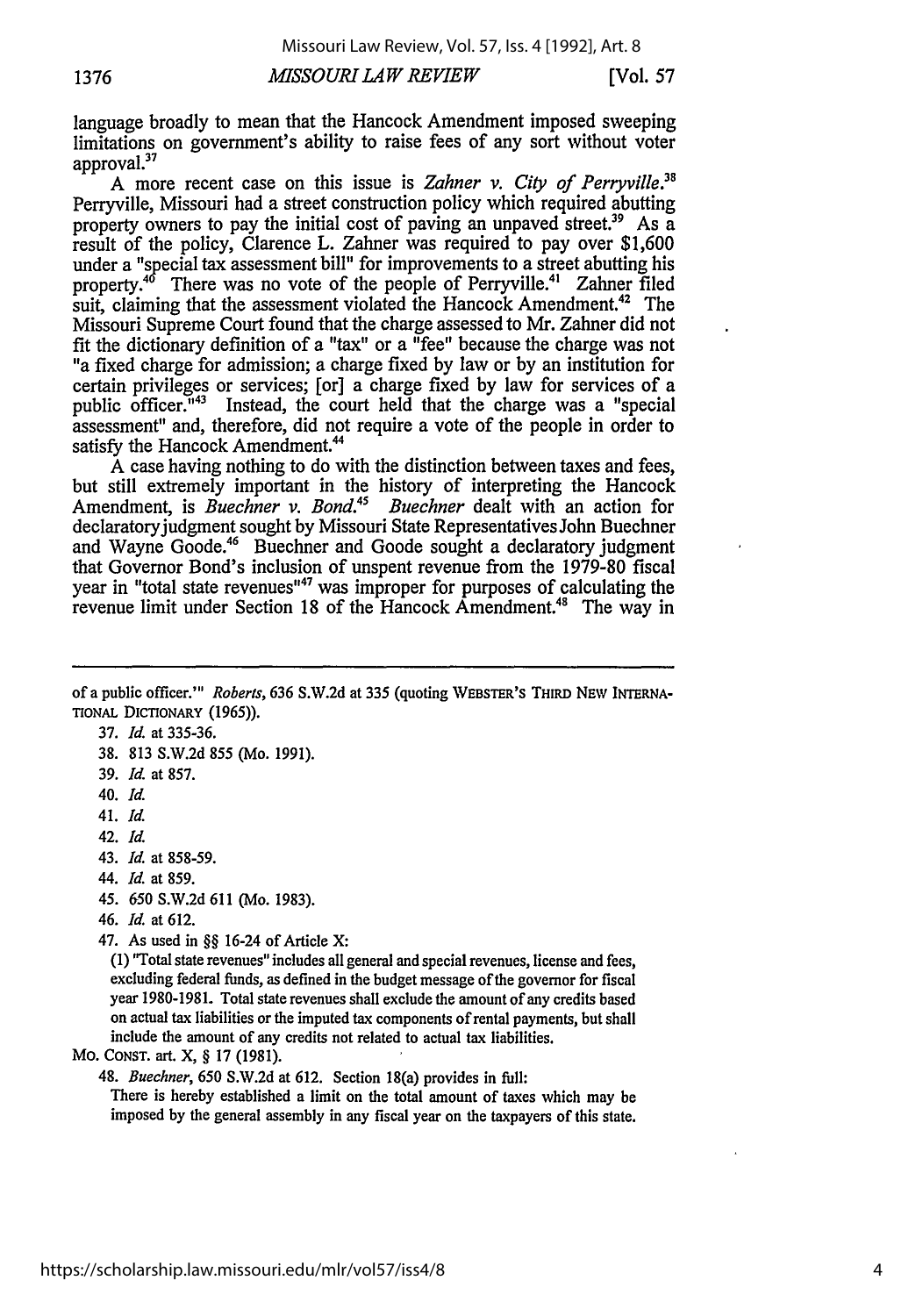language broadly to mean that the Hancock Amendment imposed sweeping limitations on government's ability to raise fees of any sort without voter approval.[37]

A more recent case on this issue is *Zahner v. City of Perryville*.[38] Perryville, Missouri had a street construction policy which required abutting property owners to pay the initial cost of paving an unpaved street.[39] As a result of the policy, Clarence L. Zahner was required to pay over $1,600 under a "special tax assessment bill" for improvements to a street abutting his property.[40] There was no vote of the people of Perryville.[41] Zahner filed suit, claiming that the assessment violated the Hancock Amendment.[42] The Missouri Supreme Court found that the charge assessed to Mr. Zahner did not fit the dictionary definition of a "tax" or a "fee" because the charge was not "a fixed charge for admission; a charge fixed by law or by an institution for certain privileges or services; [or] a charge fixed by law for services of a public officer."[43] Instead, the court held that the charge was a "special assessment" and, therefore, did not require a vote of the people in order to satisfy the Hancock Amendment.[44]

A case having nothing to do with the distinction between taxes and fees, but still extremely important in the history of interpreting the Hancock Amendment, is *Buechner v. Bond*.[45] *Buechner* dealt with an action for declaratory judgment sought by Missouri State Representatives John Buechner and Wayne Goode.[46] Buechner and Goode sought a declaratory judgment that Governor Bond's inclusion of unspent revenue from the 1979-80 fiscal year in "total state revenues"[47] was improper for purposes of calculating the revenue limit under Section 18 of the Hancock Amendment.[48] The way in

---

of a public officer.'" *Roberts*, 636 S.W.2d at 335 (quoting WEBSTER'S THIRD NEW INTERNATIONAL DICTIONARY (1965)).

37. *Id.* at 335-36.

38. 813 S.W.2d 855 (Mo. 1991).

39. *Id.* at 857.

40. *Id.*

41. *Id.*

42. *Id.*

43. *Id.* at 858-59.

44. *Id.* at 859.

45. 650 S.W.2d 611 (Mo. 1983).

46. *Id.* at 612.

47. As used in §§ 16-24 of Article X:

(1) "Total state revenues" includes all general and special revenues, license and fees, excluding federal funds, as defined in the budget message of the governor for fiscal year 1980-1981. Total state revenues shall exclude the amount of any credits based on actual tax liabilities or the imputed tax components of rental payments, but shall include the amount of any credits not related to actual tax liabilities.

MO. CONST. art. X, § 17 (1981).

48. *Buechner*, 650 S.W.2d at 612. Section 18(a) provides in full:

There is hereby established a limit on the total amount of taxes which may be imposed by the general assembly in any fiscal year on the taxpayers of this state.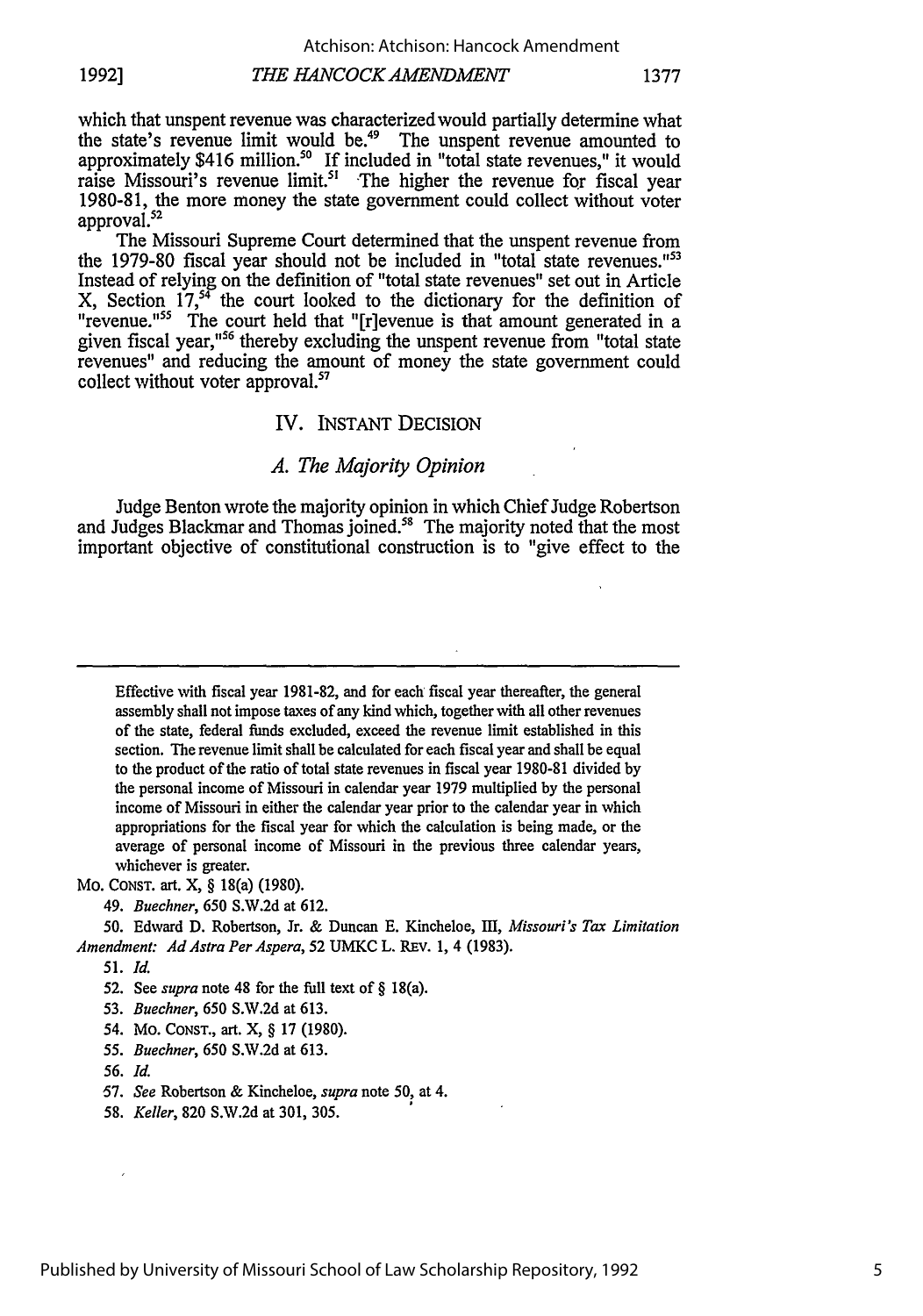which that unspent revenue was characterized would partially determine what the state's revenue limit would be.[49] The unspent revenue amounted to approximately $416 million.[50] If included in "total state revenues," it would raise Missouri's revenue limit.[51] The higher the revenue for fiscal year 1980-81, the more money the state government could collect without voter approval.[52]

The Missouri Supreme Court determined that the unspent revenue from the 1979-80 fiscal year should not be included in "total state revenues."[53] Instead of relying on the definition of "total state revenues" set out in Article X, Section 17,[54] the court looked to the dictionary for the definition of "revenue."[55] The court held that "[r]evenue is that amount generated in a given fiscal year,"[56] thereby excluding the unspent revenue from "total state revenues" and reducing the amount of money the state government could collect without voter approval.[57]

## IV. INSTANT DECISION

### *A. The Majority Opinion*

Judge Benton wrote the majority opinion in which Chief Judge Robertson and Judges Blackmar and Thomas joined.[58] The majority noted that the most important objective of constitutional construction is to "give effect to the

---

> Effective with fiscal year 1981-82, and for each fiscal year thereafter, the general assembly shall not impose taxes of any kind which, together with all other revenues of the state, federal funds excluded, exceed the revenue limit established in this section. The revenue limit shall be calculated for each fiscal year and shall be equal to the product of the ratio of total state revenues in fiscal year 1980-81 divided by the personal income of Missouri in calendar year 1979 multiplied by the personal income of Missouri in either the calendar year prior to the calendar year in which appropriations for the fiscal year for which the calculation is being made, or the average of personal income of Missouri in the previous three calendar years, whichever is greater.

MO. CONST. art. X, § 18(a) (1980).

49. *Buechner*, 650 S.W.2d at 612.

50. Edward D. Robertson, Jr. & Duncan E. Kincheloe, III, *Missouri's Tax Limitation Amendment: Ad Astra Per Aspera*, 52 UMKC L. REV. 1, 4 (1983).

51. *Id.*

52. See *supra* note 48 for the full text of § 18(a).

53. *Buechner*, 650 S.W.2d at 613.

54. MO. CONST., art. X, § 17 (1980).

55. *Buechner*, 650 S.W.2d at 613.

56. *Id.*

57. *See* Robertson & Kincheloe, *supra* note 50, at 4.

58. *Keller*, 820 S.W.2d at 301, 305.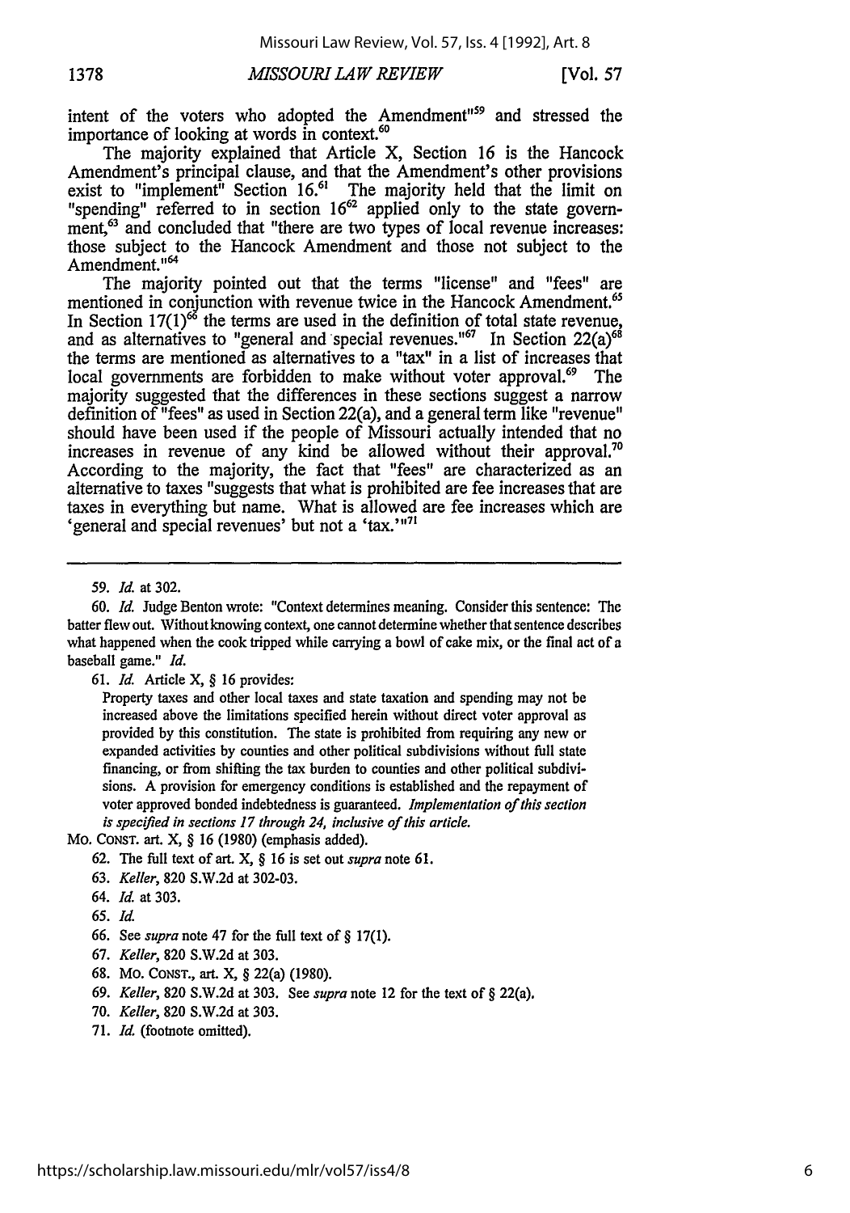intent of the voters who adopted the Amendment"[59] and stressed the importance of looking at words in context.[60]

The majority explained that Article X, Section 16 is the Hancock Amendment's principal clause, and that the Amendment's other provisions exist to "implement" Section 16.[61] The majority held that the limit on "spending" referred to in section 16[62] applied only to the state government,[63] and concluded that "there are two types of local revenue increases: those subject to the Hancock Amendment and those not subject to the Amendment."[64]

The majority pointed out that the terms "license" and "fees" are mentioned in conjunction with revenue twice in the Hancock Amendment.[65] In Section 17(1)[66] the terms are used in the definition of total state revenue, and as alternatives to "general and special revenues."[67] In Section 22(a)[68] the terms are mentioned as alternatives to a "tax" in a list of increases that local governments are forbidden to make without voter approval.[69] The majority suggested that the differences in these sections suggest a narrow definition of "fees" as used in Section 22(a), and a general term like "revenue" should have been used if the people of Missouri actually intended that no increases in revenue of any kind be allowed without their approval.[70] According to the majority, the fact that "fees" are characterized as an alternative to taxes "suggests that what is prohibited are fee increases that are taxes in everything but name. What is allowed are fee increases which are 'general and special revenues' but not a 'tax.'"[71]

---

59. *Id.* at 302.

60. *Id.* Judge Benton wrote: "Context determines meaning. Consider this sentence: The batter flew out. Without knowing context, one cannot determine whether that sentence describes what happened when the cook tripped while carrying a bowl of cake mix, or the final act of a baseball game." *Id.*

61. *Id.* Article X, § 16 provides:

> Property taxes and other local taxes and state taxation and spending may not be increased above the limitations specified herein without direct voter approval as provided by this constitution. The state is prohibited from requiring any new or expanded activities by counties and other political subdivisions without full state financing, or from shifting the tax burden to counties and other political subdivisions. A provision for emergency conditions is established and the repayment of voter approved bonded indebtedness is guaranteed. *Implementation of this section is specified in sections 17 through 24, inclusive of this article.*

MO. CONST. art. X, § 16 (1980) (emphasis added).

62. The full text of art. X, § 16 is set out *supra* note 61.

63. *Keller*, 820 S.W.2d at 302-03.

64. *Id.* at 303.

65. *Id.*

66. See *supra* note 47 for the full text of § 17(1).

67. *Keller*, 820 S.W.2d at 303.

68. MO. CONST., art. X, § 22(a) (1980).

69. *Keller*, 820 S.W.2d at 303. See *supra* note 12 for the text of § 22(a).

70. *Keller*, 820 S.W.2d at 303.

71. *Id.* (footnote omitted).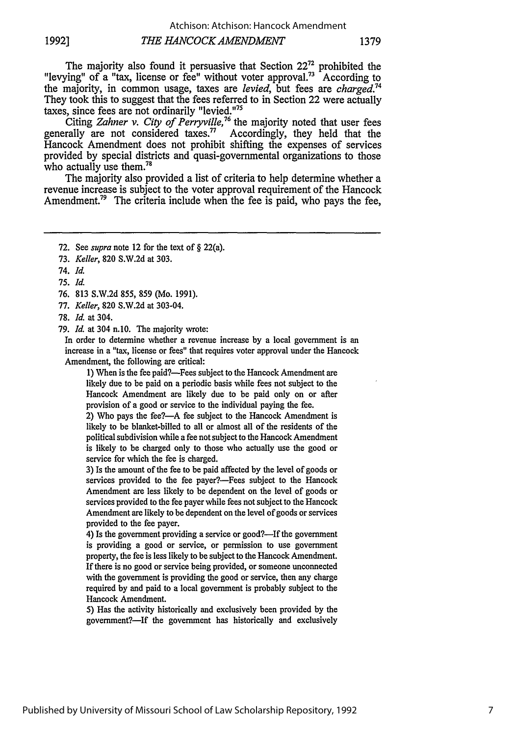The majority also found it persuasive that Section 22[72] prohibited the "levying" of a "tax, license or fee" without voter approval.[73] According to the majority, in common usage, taxes are *levied*, but fees are *charged*.[74] They took this to suggest that the fees referred to in Section 22 were actually taxes, since fees are not ordinarily "levied."[75]

Citing *Zahner v. City of Perryville*,[76] the majority noted that user fees generally are not considered taxes.[77] Accordingly, they held that the Hancock Amendment does not prohibit shifting the expenses of services provided by special districts and quasi-governmental organizations to those who actually use them.[78]

The majority also provided a list of criteria to help determine whether a revenue increase is subject to the voter approval requirement of the Hancock Amendment.[79] The criteria include when the fee is paid, who pays the fee,

---

72. See *supra* note 12 for the text of § 22(a).

73. *Keller*, 820 S.W.2d at 303.

74. *Id.*

75. *Id.*

76. 813 S.W.2d 855, 859 (Mo. 1991).

77. *Keller*, 820 S.W.2d at 303-04.

78. *Id.* at 304.

79. *Id.* at 304 n.10. The majority wrote:

> In order to determine whether a revenue increase by a local government is an increase in a "tax, license or fees" that requires voter approval under the Hancock Amendment, the following are critical:
>
> 1) When is the fee paid?—Fees subject to the Hancock Amendment are likely due to be paid on a periodic basis while fees not subject to the Hancock Amendment are likely due to be paid only on or after provision of a good or service to the individual paying the fee.
>
> 2) Who pays the fee?—A fee subject to the Hancock Amendment is likely to be blanket-billed to all or almost all of the residents of the political subdivision while a fee not subject to the Hancock Amendment is likely to be charged only to those who actually use the good or service for which the fee is charged.
>
> 3) Is the amount of the fee to be paid affected by the level of goods or services provided to the fee payer?—Fees subject to the Hancock Amendment are less likely to be dependent on the level of goods or services provided to the fee payer while fees not subject to the Hancock Amendment are likely to be dependent on the level of goods or services provided to the fee payer.
>
> 4) Is the government providing a service or good?—If the government is providing a good or service, or permission to use government property, the fee is less likely to be subject to the Hancock Amendment. If there is no good or service being provided, or someone unconnected with the government is providing the good or service, then any charge required by and paid to a local government is probably subject to the Hancock Amendment.
>
> 5) Has the activity historically and exclusively been provided by the government?—If the government has historically and exclusively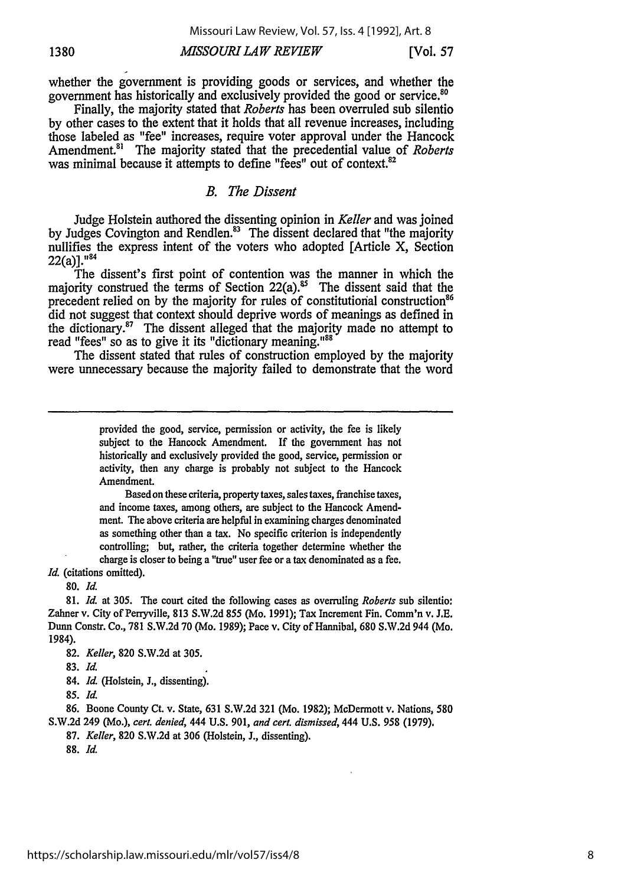whether the government is providing goods or services, and whether the government has historically and exclusively provided the good or service.[80]

Finally, the majority stated that *Roberts* has been overruled sub silentio by other cases to the extent that it holds that all revenue increases, including those labeled as "fee" increases, require voter approval under the Hancock Amendment.[81] The majority stated that the precedential value of *Roberts* was minimal because it attempts to define "fees" out of context.[82]

### *B. The Dissent*

Judge Holstein authored the dissenting opinion in *Keller* and was joined by Judges Covington and Rendlen.[83] The dissent declared that "the majority nullifies the express intent of the voters who adopted [Article X, Section 22(a)]."[84]

The dissent's first point of contention was the manner in which the majority construed the terms of Section 22(a).[85] The dissent said that the precedent relied on by the majority for rules of constitutional construction[86] did not suggest that context should deprive words of meanings as defined in the dictionary.[87] The dissent alleged that the majority made no attempt to read "fees" so as to give it its "dictionary meaning."[88]

The dissent stated that rules of construction employed by the majority were unnecessary because the majority failed to demonstrate that the word

---

> provided the good, service, permission or activity, the fee is likely subject to the Hancock Amendment. If the government has not historically and exclusively provided the good, service, permission or activity, then any charge is probably not subject to the Hancock Amendment.
>
> Based on these criteria, property taxes, sales taxes, franchise taxes, and income taxes, among others, are subject to the Hancock Amendment. The above criteria are helpful in examining charges denominated as something other than a tax. No specific criterion is independently controlling; but, rather, the criteria together determine whether the charge is closer to being a "true" user fee or a tax denominated as a fee.

*Id.* (citations omitted).

80. *Id.*

81. *Id.* at 305. The court cited the following cases as overruling *Roberts* sub silentio: Zahner v. City of Perryville, 813 S.W.2d 855 (Mo. 1991); Tax Increment Fin. Comm'n v. J.E. Dunn Constr. Co., 781 S.W.2d 70 (Mo. 1989); Pace v. City of Hannibal, 680 S.W.2d 944 (Mo. 1984).

82. *Keller*, 820 S.W.2d at 305.

83. *Id.*

84. *Id.* (Holstein, J., dissenting).

85. *Id.*

86. Boone County Ct. v. State, 631 S.W.2d 321 (Mo. 1982); McDermott v. Nations, 580 S.W.2d 249 (Mo.), *cert. denied*, 444 U.S. 901, *and cert. dismissed*, 444 U.S. 958 (1979).

87. *Keller*, 820 S.W.2d at 306 (Holstein, J., dissenting).

88. *Id.*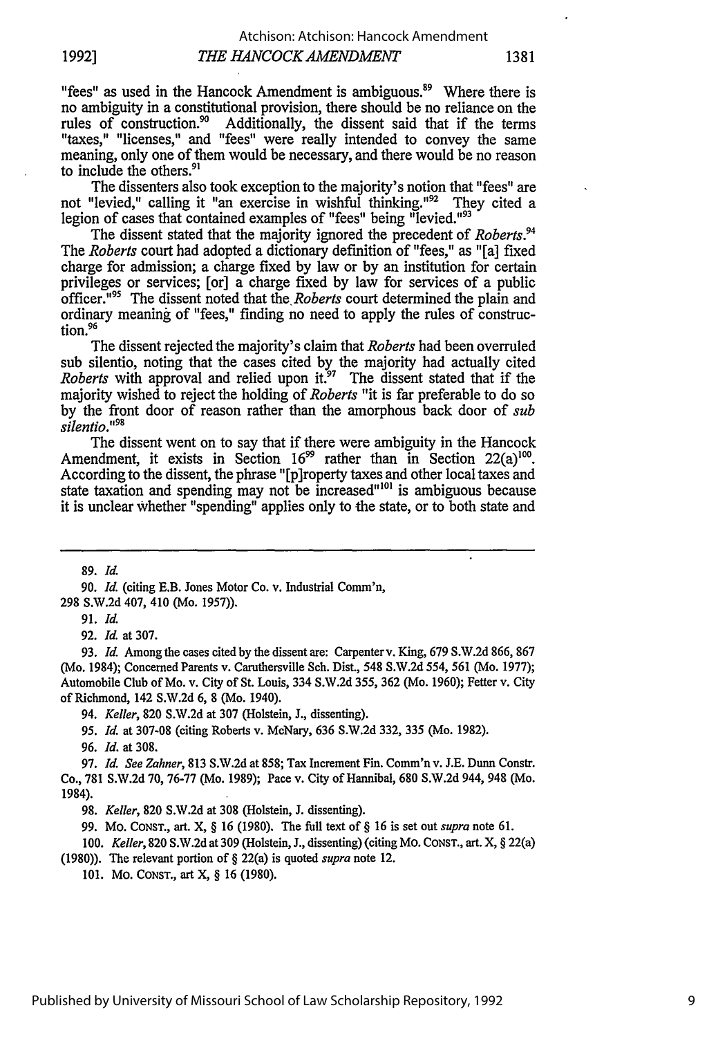"fees" as used in the Hancock Amendment is ambiguous.[89] Where there is no ambiguity in a constitutional provision, there should be no reliance on the rules of construction.[90] Additionally, the dissent said that if the terms "taxes," "licenses," and "fees" were really intended to convey the same meaning, only one of them would be necessary, and there would be no reason to include the others.[91]

The dissenters also took exception to the majority's notion that "fees" are not "levied," calling it "an exercise in wishful thinking."[92] They cited a legion of cases that contained examples of "fees" being "levied."[93]

The dissent stated that the majority ignored the precedent of *Roberts*.[94] The *Roberts* court had adopted a dictionary definition of "fees," as "[a] fixed charge for admission; a charge fixed by law or by an institution for certain privileges or services; [or] a charge fixed by law for services of a public officer."[95] The dissent noted that the *Roberts* court determined the plain and ordinary meaning of "fees," finding no need to apply the rules of construction.[96]

The dissent rejected the majority's claim that *Roberts* had been overruled sub silentio, noting that the cases cited by the majority had actually cited *Roberts* with approval and relied upon it.[97] The dissent stated that if the majority wished to reject the holding of *Roberts* "it is far preferable to do so by the front door of reason rather than the amorphous back door of *sub silentio*."[98]

The dissent went on to say that if there were ambiguity in the Hancock Amendment, it exists in Section 16[99] rather than in Section 22(a)[100]. According to the dissent, the phrase "[p]roperty taxes and other local taxes and state taxation and spending may not be increased"[101] is ambiguous because it is unclear whether "spending" applies only to the state, or to both state and

---

89. *Id.*

90. *Id.* (citing E.B. Jones Motor Co. v. Industrial Comm'n, 298 S.W.2d 407, 410 (Mo. 1957)).

91. *Id.*

92. *Id.* at 307.

93. *Id.* Among the cases cited by the dissent are: Carpenter v. King, 679 S.W.2d 866, 867 (Mo. 1984); Concerned Parents v. Caruthersville Sch. Dist., 548 S.W.2d 554, 561 (Mo. 1977); Automobile Club of Mo. v. City of St. Louis, 334 S.W.2d 355, 362 (Mo. 1960); Fetter v. City of Richmond, 142 S.W.2d 6, 8 (Mo. 1940).

94. *Keller*, 820 S.W.2d at 307 (Holstein, J., dissenting).

95. *Id.* at 307-08 (citing Roberts v. McNary, 636 S.W.2d 332, 335 (Mo. 1982).

96. *Id.* at 308.

97. *Id. See Zahner*, 813 S.W.2d at 858; Tax Increment Fin. Comm'n v. J.E. Dunn Constr. Co., 781 S.W.2d 70, 76-77 (Mo. 1989); Pace v. City of Hannibal, 680 S.W.2d 944, 948 (Mo. 1984).

98. *Keller*, 820 S.W.2d at 308 (Holstein, J. dissenting).

99. MO. CONST., art. X, § 16 (1980). The full text of § 16 is set out *supra* note 61.

100. *Keller*, 820 S.W.2d at 309 (Holstein, J., dissenting) (citing MO. CONST., art. X, § 22(a) (1980)). The relevant portion of § 22(a) is quoted *supra* note 12.

101. MO. CONST., art X, § 16 (1980).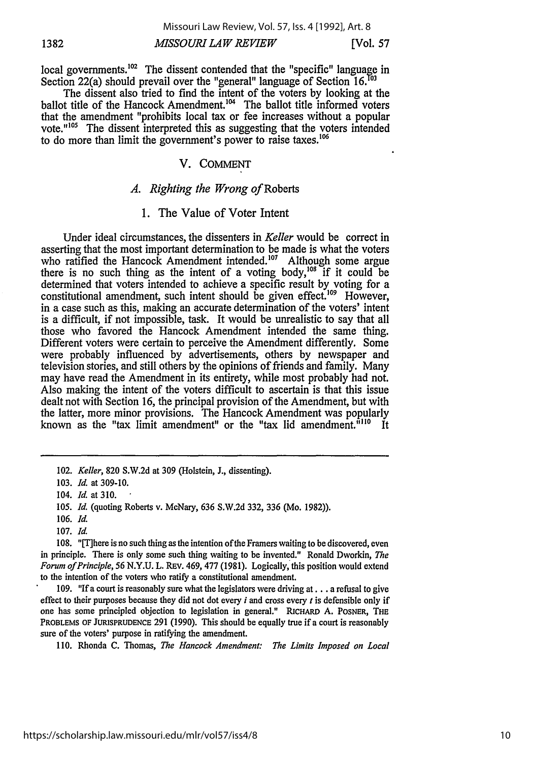local governments.[102] The dissent contended that the "specific" language in Section 22(a) should prevail over the "general" language of Section 16.[103]

The dissent also tried to find the intent of the voters by looking at the ballot title of the Hancock Amendment.[104] The ballot title informed voters that the amendment "prohibits local tax or fee increases without a popular vote."[105] The dissent interpreted this as suggesting that the voters intended to do more than limit the government's power to raise taxes.[106]

## V. COMMENT

### A. *Righting the Wrong of* Roberts

#### 1. The Value of Voter Intent

Under ideal circumstances, the dissenters in *Keller* would be correct in asserting that the most important determination to be made is what the voters who ratified the Hancock Amendment intended.[107] Although some argue there is no such thing as the intent of a voting body,[108] if it could be determined that voters intended to achieve a specific result by voting for a constitutional amendment, such intent should be given effect.[109] However, in a case such as this, making an accurate determination of the voters' intent is a difficult, if not impossible, task. It would be unrealistic to say that all those who favored the Hancock Amendment intended the same thing. Different voters were certain to perceive the Amendment differently. Some were probably influenced by advertisements, others by newspaper and television stories, and still others by the opinions of friends and family. Many may have read the Amendment in its entirety, while most probably had not. Also making the intent of the voters difficult to ascertain is that this issue dealt not with Section 16, the principal provision of the Amendment, but with the latter, more minor provisions. The Hancock Amendment was popularly known as the "tax limit amendment" or the "tax lid amendment."[110] It

---

102. *Keller*, 820 S.W.2d at 309 (Holstein, J., dissenting).

103. *Id.* at 309-10.

104. *Id.* at 310.

105. *Id.* (quoting Roberts v. McNary, 636 S.W.2d 332, 336 (Mo. 1982)).

106. *Id.*

107. *Id.*

108. "[T]here is no such thing as the intention of the Framers waiting to be discovered, even in principle. There is only some such thing waiting to be invented." Ronald Dworkin, *The Forum of Principle*, 56 N.Y.U. L. REV. 469, 477 (1981). Logically, this position would extend to the intention of the voters who ratify a constitutional amendment.

109. "If a court is reasonably sure what the legislators were driving at . . . a refusal to give effect to their purposes because they did not dot every *i* and cross every *t* is defensible only if one has some principled objection to legislation in general." RICHARD A. POSNER, THE PROBLEMS OF JURISPRUDENCE 291 (1990). This should be equally true if a court is reasonably sure of the voters' purpose in ratifying the amendment.

110. Rhonda C. Thomas, *The Hancock Amendment: The Limits Imposed on Local*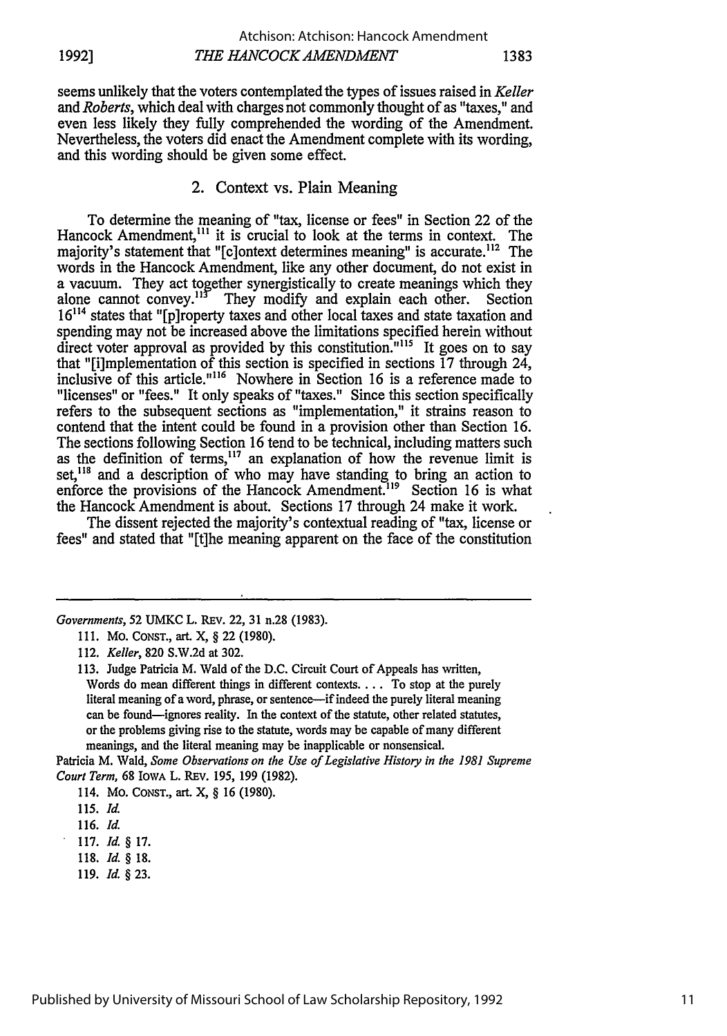seems unlikely that the voters contemplated the types of issues raised in *Keller* and *Roberts*, which deal with charges not commonly thought of as "taxes," and even less likely they fully comprehended the wording of the Amendment. Nevertheless, the voters did enact the Amendment complete with its wording, and this wording should be given some effect.

### 2. Context vs. Plain Meaning

To determine the meaning of "tax, license or fees" in Section 22 of the Hancock Amendment,[111] it is crucial to look at the terms in context. The majority's statement that "[c]ontext determines meaning" is accurate.[112] The words in the Hancock Amendment, like any other document, do not exist in a vacuum. They act together synergistically to create meanings which they alone cannot convey.[113] They modify and explain each other. Section 16[114] states that "[p]roperty taxes and other local taxes and state taxation and spending may not be increased above the limitations specified herein without direct voter approval as provided by this constitution."[115] It goes on to say that "[i]mplementation of this section is specified in sections 17 through 24, inclusive of this article."[116] Nowhere in Section 16 is a reference made to "licenses" or "fees." It only speaks of "taxes." Since this section specifically refers to the subsequent sections as "implementation," it strains reason to contend that the intent could be found in a provision other than Section 16. The sections following Section 16 tend to be technical, including matters such as the definition of terms,[117] an explanation of how the revenue limit is set,[118] and a description of who may have standing to bring an action to enforce the provisions of the Hancock Amendment.[119] Section 16 is what the Hancock Amendment is about. Sections 17 through 24 make it work.

The dissent rejected the majority's contextual reading of "tax, license or fees" and stated that "[t]he meaning apparent on the face of the constitution

---

*Governments*, 52 UMKC L. REV. 22, 31 n.28 (1983).

111. MO. CONST., art. X, § 22 (1980).

112. *Keller*, 820 S.W.2d at 302.

113. Judge Patricia M. Wald of the D.C. Circuit Court of Appeals has written,

> Words do mean different things in different contexts. . . . To stop at the purely literal meaning of a word, phrase, or sentence—if indeed the purely literal meaning can be found—ignores reality. In the context of the statute, other related statutes, or the problems giving rise to the statute, words may be capable of many different meanings, and the literal meaning may be inapplicable or nonsensical.

Patricia M. Wald, *Some Observations on the Use of Legislative History in the 1981 Supreme Court Term*, 68 IOWA L. REV. 195, 199 (1982).

114. MO. CONST., art. X, § 16 (1980).

115. *Id.*

116. *Id.*

117. *Id.* § 17.

118. *Id.* § 18.

119. *Id.* § 23.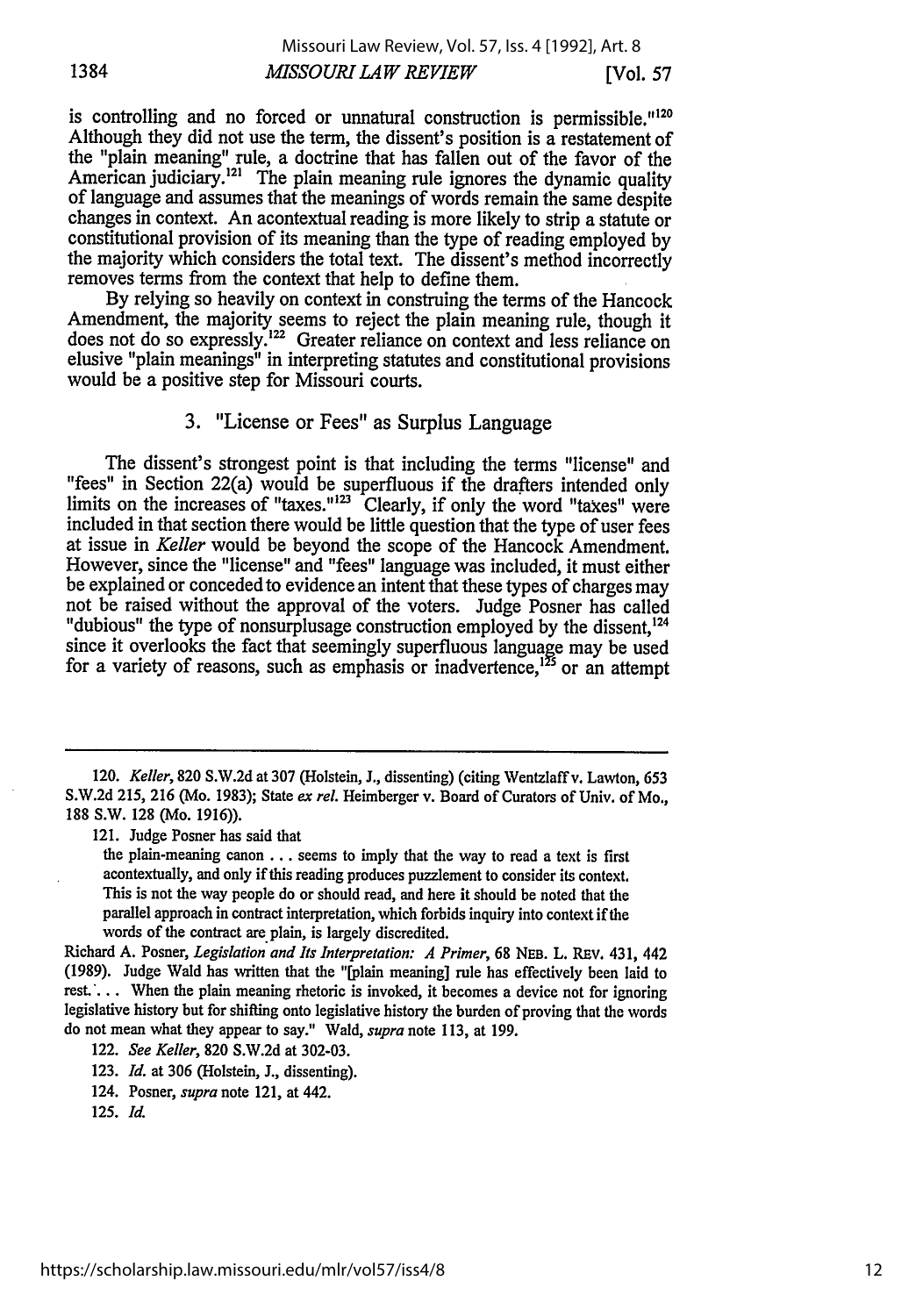is controlling and no forced or unnatural construction is permissible."[120] Although they did not use the term, the dissent's position is a restatement of the "plain meaning" rule, a doctrine that has fallen out of the favor of the American judiciary.[121] The plain meaning rule ignores the dynamic quality of language and assumes that the meanings of words remain the same despite changes in context. An acontextual reading is more likely to strip a statute or constitutional provision of its meaning than the type of reading employed by the majority which considers the total text. The dissent's method incorrectly removes terms from the context that help to define them.

By relying so heavily on context in construing the terms of the Hancock Amendment, the majority seems to reject the plain meaning rule, though it does not do so expressly.[122] Greater reliance on context and less reliance on elusive "plain meanings" in interpreting statutes and constitutional provisions would be a positive step for Missouri courts.

### 3. "License or Fees" as Surplus Language

The dissent's strongest point is that including the terms "license" and "fees" in Section 22(a) would be superfluous if the drafters intended only limits on the increases of "taxes."[123] Clearly, if only the word "taxes" were included in that section there would be little question that the type of user fees at issue in *Keller* would be beyond the scope of the Hancock Amendment. However, since the "license" and "fees" language was included, it must either be explained or conceded to evidence an intent that these types of charges may not be raised without the approval of the voters. Judge Posner has called "dubious" the type of nonsurplusage construction employed by the dissent,[124] since it overlooks the fact that seemingly superfluous language may be used for a variety of reasons, such as emphasis or inadvertence,[125] or an attempt

---

120. *Keller*, 820 S.W.2d at 307 (Holstein, J., dissenting) (citing Wentzlaff v. Lawton, 653 S.W.2d 215, 216 (Mo. 1983); State *ex rel.* Heimberger v. Board of Curators of Univ. of Mo., 188 S.W. 128 (Mo. 1916)).

121. Judge Posner has said that

> the plain-meaning canon . . . seems to imply that the way to read a text is first acontextually, and only if this reading produces puzzlement to consider its context. This is not the way people do or should read, and here it should be noted that the parallel approach in contract interpretation, which forbids inquiry into context if the words of the contract are plain, is largely discredited.

Richard A. Posner, *Legislation and Its Interpretation: A Primer*, 68 NEB. L. REV. 431, 442 (1989). Judge Wald has written that the "[plain meaning] rule has effectively been laid to rest. . . . When the plain meaning rhetoric is invoked, it becomes a device not for ignoring legislative history but for shifting onto legislative history the burden of proving that the words do not mean what they appear to say." Wald, *supra* note 113, at 199.

122. *See Keller*, 820 S.W.2d at 302-03.

123. *Id.* at 306 (Holstein, J., dissenting).

124. Posner, *supra* note 121, at 442.

125. *Id.*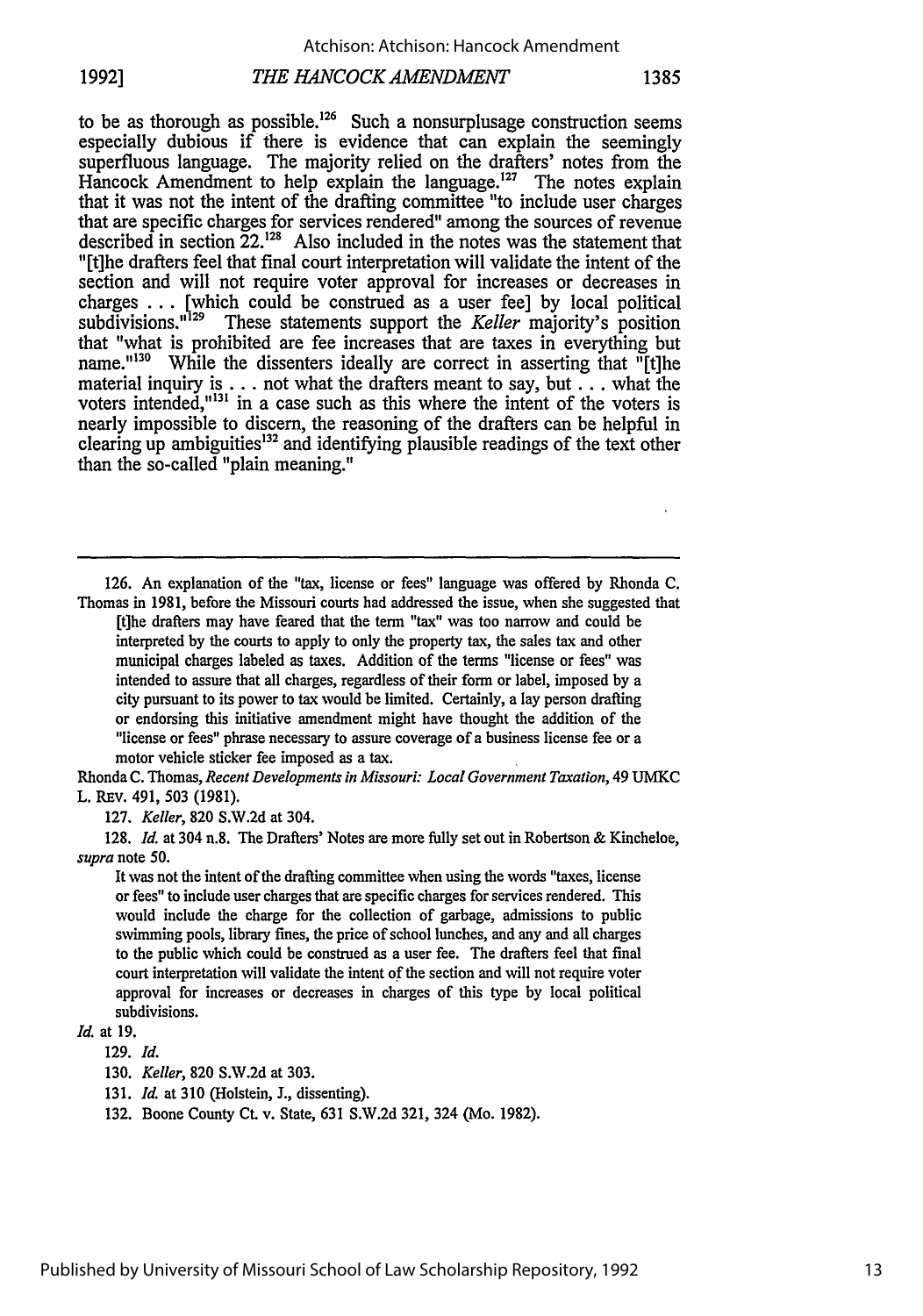to be as thorough as possible.[126] Such a nonsurplusage construction seems especially dubious if there is evidence that can explain the seemingly superfluous language. The majority relied on the drafters' notes from the Hancock Amendment to help explain the language.[127] The notes explain that it was not the intent of the drafting committee "to include user charges that are specific charges for services rendered" among the sources of revenue described in section 22.[128] Also included in the notes was the statement that "[t]he drafters feel that final court interpretation will validate the intent of the section and will not require voter approval for increases or decreases in charges . . . [which could be construed as a user fee] by local political subdivisions."[129] These statements support the *Keller* majority's position that "what is prohibited are fee increases that are taxes in everything but name."[130] While the dissenters ideally are correct in asserting that "[t]he material inquiry is . . . not what the drafters meant to say, but . . . what the voters intended,"[131] in a case such as this where the intent of the voters is nearly impossible to discern, the reasoning of the drafters can be helpful in clearing up ambiguities[132] and identifying plausible readings of the text other than the so-called "plain meaning."

---

126. An explanation of the "tax, license or fees" language was offered by Rhonda C. Thomas in 1981, before the Missouri courts had addressed the issue, when she suggested that

> [t]he drafters may have feared that the term "tax" was too narrow and could be interpreted by the courts to apply to only the property tax, the sales tax and other municipal charges labeled as taxes. Addition of the terms "license or fees" was intended to assure that all charges, regardless of their form or label, imposed by a city pursuant to its power to tax would be limited. Certainly, a lay person drafting or endorsing this initiative amendment might have thought the addition of the "license or fees" phrase necessary to assure coverage of a business license fee or a motor vehicle sticker fee imposed as a tax.

Rhonda C. Thomas, *Recent Developments in Missouri: Local Government Taxation*, 49 UMKC L. REV. 491, 503 (1981).

127. *Keller*, 820 S.W.2d at 304.

128. *Id.* at 304 n.8. The Drafters' Notes are more fully set out in Robertson & Kincheloe, *supra* note 50.

> It was not the intent of the drafting committee when using the words "taxes, license or fees" to include user charges that are specific charges for services rendered. This would include the charge for the collection of garbage, admissions to public swimming pools, library fines, the price of school lunches, and any and all charges to the public which could be construed as a user fee. The drafters feel that final court interpretation will validate the intent of the section and will not require voter approval for increases or decreases in charges of this type by local political subdivisions.

*Id.* at 19.

129. *Id.*

130. *Keller*, 820 S.W.2d at 303.

131. *Id.* at 310 (Holstein, J., dissenting).

132. Boone County Ct. v. State, 631 S.W.2d 321, 324 (Mo. 1982).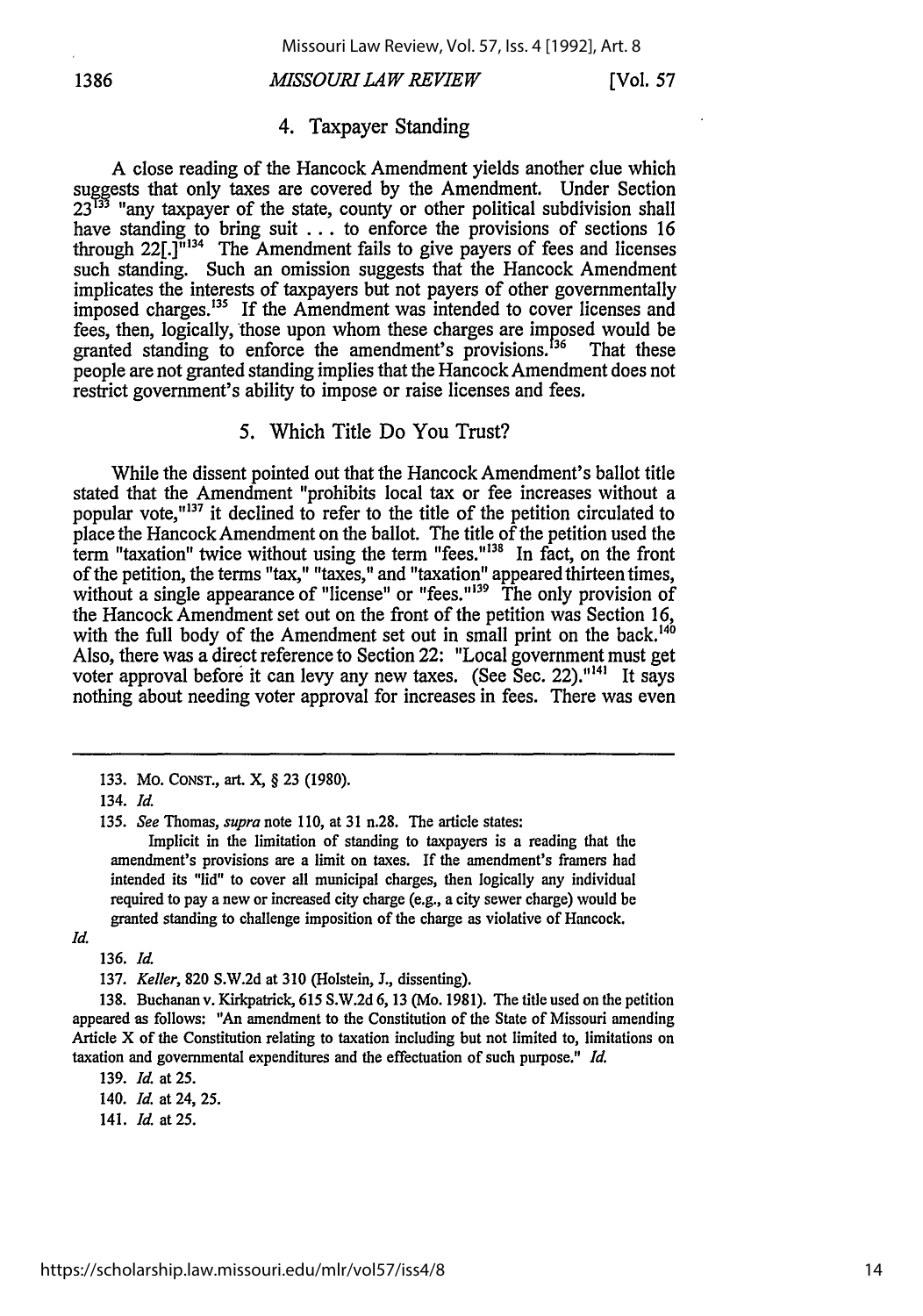### 4. Taxpayer Standing

A close reading of the Hancock Amendment yields another clue which suggests that only taxes are covered by the Amendment. Under Section 23[133] "any taxpayer of the state, county or other political subdivision shall have standing to bring suit . . . to enforce the provisions of sections 16 through 22[.]"[134] The Amendment fails to give payers of fees and licenses such standing. Such an omission suggests that the Hancock Amendment implicates the interests of taxpayers but not payers of other governmentally imposed charges.[135] If the Amendment was intended to cover licenses and fees, then, logically, those upon whom these charges are imposed would be granted standing to enforce the amendment's provisions.[136] That these people are not granted standing implies that the Hancock Amendment does not restrict government's ability to impose or raise licenses and fees.

### 5. Which Title Do You Trust?

While the dissent pointed out that the Hancock Amendment's ballot title stated that the Amendment "prohibits local tax or fee increases without a popular vote,"[137] it declined to refer to the title of the petition circulated to place the Hancock Amendment on the ballot. The title of the petition used the term "taxation" twice without using the term "fees."[138] In fact, on the front of the petition, the terms "tax," "taxes," and "taxation" appeared thirteen times, without a single appearance of "license" or "fees."[139] The only provision of the Hancock Amendment set out on the front of the petition was Section 16, with the full body of the Amendment set out in small print on the back.[140] Also, there was a direct reference to Section 22: "Local government must get voter approval before it can levy any new taxes. (See Sec. 22)."[141] It says nothing about needing voter approval for increases in fees. There was even

---

133. MO. CONST., art. X, § 23 (1980).

134. *Id.*

135. *See* Thomas, *supra* note 110, at 31 n.28. The article states:

> Implicit in the limitation of standing to taxpayers is a reading that the amendment's provisions are a limit on taxes. If the amendment's framers had intended its "lid" to cover all municipal charges, then logically any individual required to pay a new or increased city charge (e.g., a city sewer charge) would be granted standing to challenge imposition of the charge as violative of Hancock.

*Id.*

136. *Id.*

137. *Keller*, 820 S.W.2d at 310 (Holstein, J., dissenting).

138. Buchanan v. Kirkpatrick, 615 S.W.2d 6, 13 (Mo. 1981). The title used on the petition appeared as follows: "An amendment to the Constitution of the State of Missouri amending Article X of the Constitution relating to taxation including but not limited to, limitations on taxation and governmental expenditures and the effectuation of such purpose." *Id.*

139. *Id.* at 25.

140. *Id.* at 24, 25.

141. *Id.* at 25.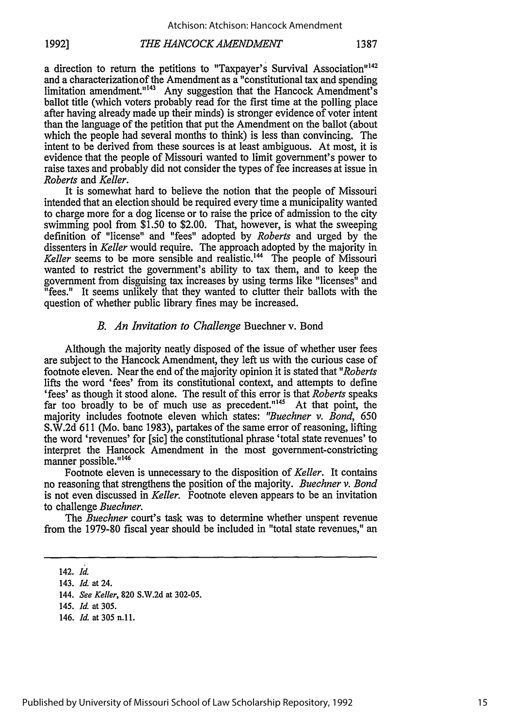a direction to return the petitions to "Taxpayer's Survival Association"[142] and a characterization of the Amendment as a "constitutional tax and spending limitation amendment."[143] Any suggestion that the Hancock Amendment's ballot title (which voters probably read for the first time at the polling place after having already made up their minds) is stronger evidence of voter intent than the language of the petition that put the Amendment on the ballot (about which the people had several months to think) is less than convincing. The intent to be derived from these sources is at least ambiguous. At most, it is evidence that the people of Missouri wanted to limit government's power to raise taxes and probably did not consider the types of fee increases at issue in *Roberts* and *Keller*.

It is somewhat hard to believe the notion that the people of Missouri intended that an election should be required every time a municipality wanted to charge more for a dog license or to raise the price of admission to the city swimming pool from $1.50 to $2.00. That, however, is what the sweeping definition of "license" and "fees" adopted by *Roberts* and urged by the dissenters in *Keller* would require. The approach adopted by the majority in *Keller* seems to be more sensible and realistic.[144] The people of Missouri wanted to restrict the government's ability to tax them, and to keep the government from disguising tax increases by using terms like "licenses" and "fees." It seems unlikely that they wanted to clutter their ballots with the question of whether public library fines may be increased.

### *B. An Invitation to Challenge* Buechner v. Bond

Although the majority neatly disposed of the issue of whether user fees are subject to the Hancock Amendment, they left us with the curious case of footnote eleven. Near the end of the majority opinion it is stated that "*Roberts* lifts the word 'fees' from its constitutional context, and attempts to define 'fees' as though it stood alone. The result of this error is that *Roberts* speaks far too broadly to be of much use as precedent."[145] At that point, the majority includes footnote eleven which states: "*Buechner v. Bond*, 650 S.W.2d 611 (Mo. banc 1983), partakes of the same error of reasoning, lifting the word 'revenues' for [sic] the constitutional phrase 'total state revenues' to interpret the Hancock Amendment in the most government-constricting manner possible."[146]

Footnote eleven is unnecessary to the disposition of *Keller*. It contains no reasoning that strengthens the position of the majority. *Buechner v. Bond* is not even discussed in *Keller*. Footnote eleven appears to be an invitation to challenge *Buechner*.

The *Buechner* court's task was to determine whether unspent revenue from the 1979-80 fiscal year should be included in "total state revenues," an

---

142. *Id.*

143. *Id.* at 24.

144. *See Keller*, 820 S.W.2d at 302-05.

145. *Id.* at 305.

146. *Id.* at 305 n.11.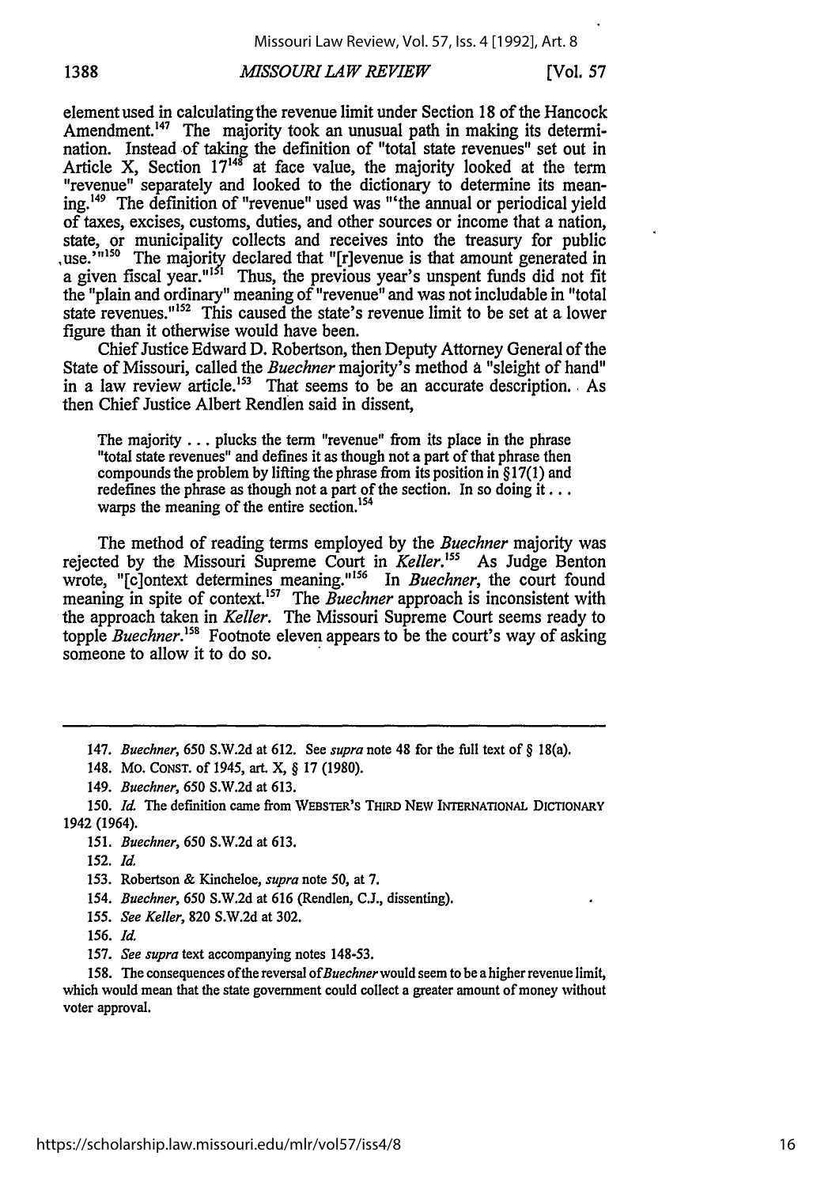element used in calculating the revenue limit under Section 18 of the Hancock Amendment.[147] The majority took an unusual path in making its determination. Instead of taking the definition of "total state revenues" set out in Article X, Section 17[148] at face value, the majority looked at the term "revenue" separately and looked to the dictionary to determine its meaning.[149] The definition of "revenue" used was "'the annual or periodical yield of taxes, excises, customs, duties, and other sources or income that a nation, state, or municipality collects and receives into the treasury for public use.'"[150] The majority declared that "[r]evenue is that amount generated in a given fiscal year."[151] Thus, the previous year's unspent funds did not fit the "plain and ordinary" meaning of "revenue" and was not includable in "total state revenues."[152] This caused the state's revenue limit to be set at a lower figure than it otherwise would have been.

Chief Justice Edward D. Robertson, then Deputy Attorney General of the State of Missouri, called the *Buechner* majority's method a "sleight of hand" in a law review article.[153] That seems to be an accurate description. As then Chief Justice Albert Rendlen said in dissent,

> The majority . . . plucks the term "revenue" from its place in the phrase "total state revenues" and defines it as though not a part of that phrase then compounds the problem by lifting the phrase from its position in §17(1) and redefines the phrase as though not a part of the section. In so doing it . . . warps the meaning of the entire section.[154]

The method of reading terms employed by the *Buechner* majority was rejected by the Missouri Supreme Court in *Keller*.[155] As Judge Benton wrote, "[c]ontext determines meaning."[156] In *Buechner*, the court found meaning in spite of context.[157] The *Buechner* approach is inconsistent with the approach taken in *Keller*. The Missouri Supreme Court seems ready to topple *Buechner*.[158] Footnote eleven appears to be the court's way of asking someone to allow it to do so.

---

147. *Buechner*, 650 S.W.2d at 612. See *supra* note 48 for the full text of § 18(a).

148. MO. CONST. of 1945, art. X, § 17 (1980).

149. *Buechner*, 650 S.W.2d at 613.

150. *Id.* The definition came from WEBSTER'S THIRD NEW INTERNATIONAL DICTIONARY 1942 (1964).

151. *Buechner*, 650 S.W.2d at 613.

152. *Id.*

153. Robertson & Kincheloe, *supra* note 50, at 7.

154. *Buechner*, 650 S.W.2d at 616 (Rendlen, C.J., dissenting).

155. *See Keller*, 820 S.W.2d at 302.

156. *Id.*

157. *See supra* text accompanying notes 148-53.

158. The consequences of the reversal of *Buechner* would seem to be a higher revenue limit, which would mean that the state government could collect a greater amount of money without voter approval.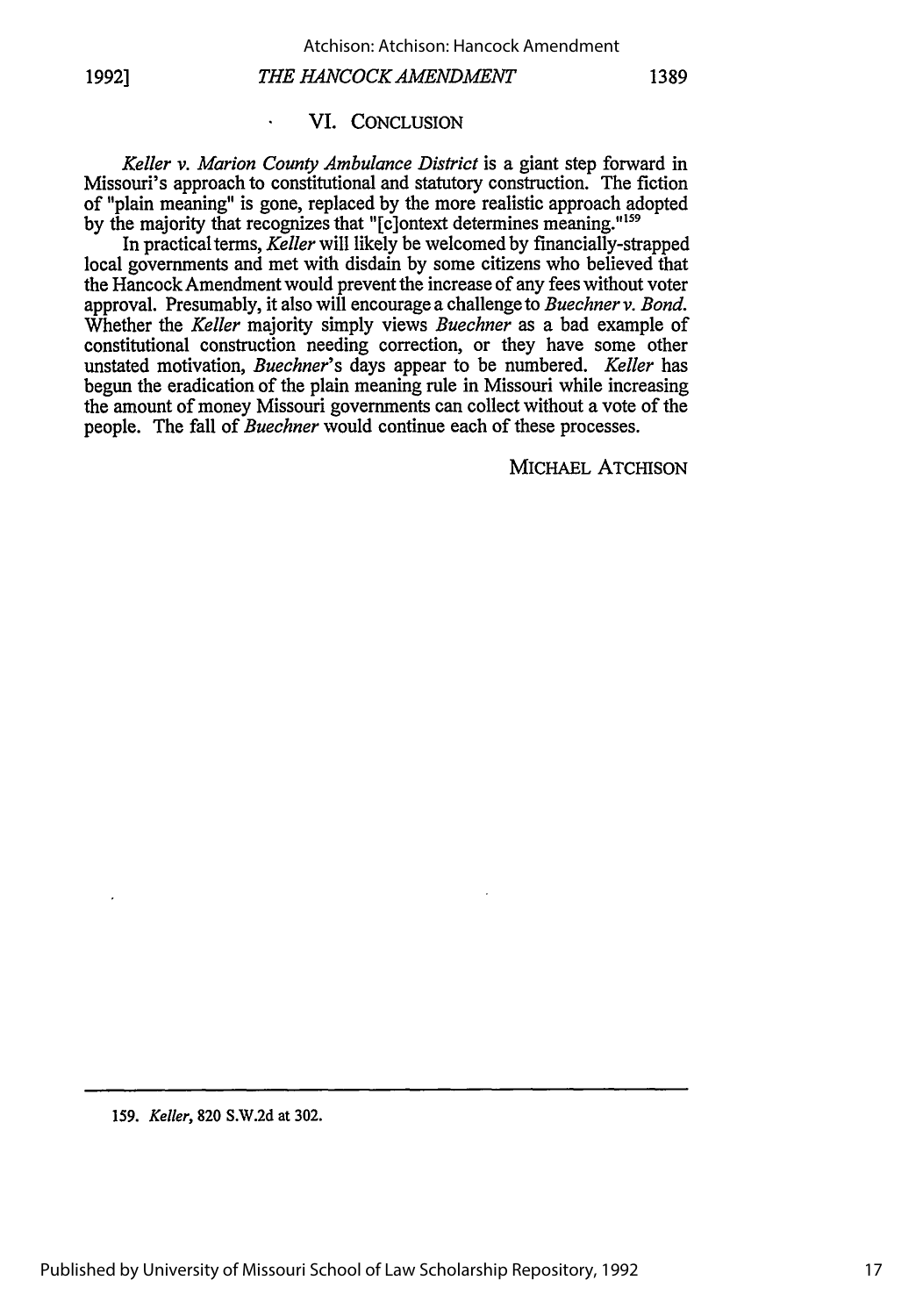## VI. CONCLUSION

*Keller v. Marion County Ambulance District* is a giant step forward in Missouri's approach to constitutional and statutory construction. The fiction of "plain meaning" is gone, replaced by the more realistic approach adopted by the majority that recognizes that "[c]ontext determines meaning."[159]

In practical terms, *Keller* will likely be welcomed by financially-strapped local governments and met with disdain by some citizens who believed that the Hancock Amendment would prevent the increase of any fees without voter approval. Presumably, it also will encourage a challenge to *Buechner v. Bond*. Whether the *Keller* majority simply views *Buechner* as a bad example of constitutional construction needing correction, or they have some other unstated motivation, *Buechner*'s days appear to be numbered. *Keller* has begun the eradication of the plain meaning rule in Missouri while increasing the amount of money Missouri governments can collect without a vote of the people. The fall of *Buechner* would continue each of these processes.

MICHAEL ATCHISON

---

159. *Keller*, 820 S.W.2d at 302.